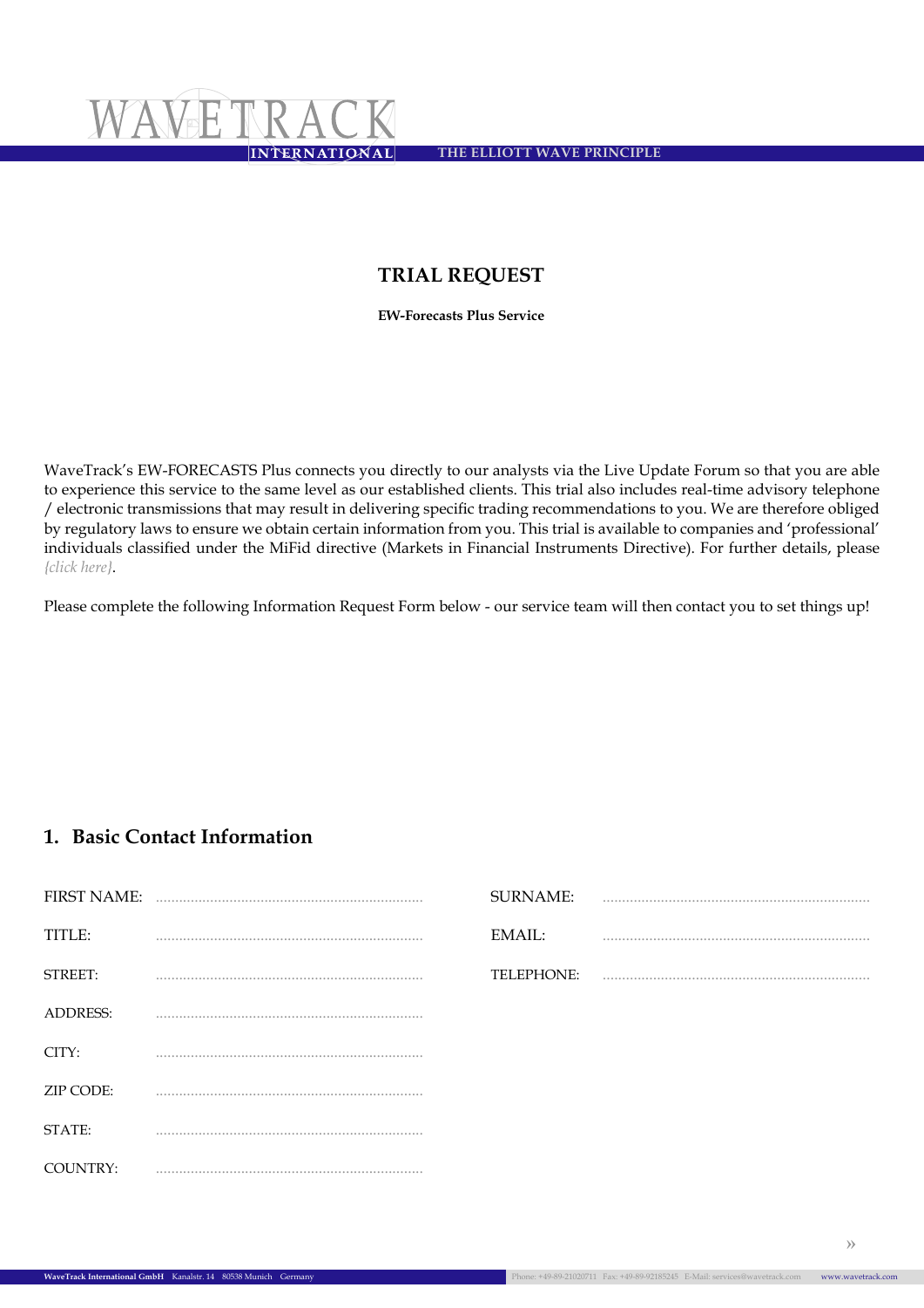# TRIAL REQUEST

**EW-Forecasts Plus Service**

WaveTrack's EW-FORECASTS Plus connects you directly to our analysts via the Live Update Forum so that you are able to experience this service to the same level as our established clients. This trial also includes real-time advisory telephone / electronic transmissions that may result in delivering specific trading recommendations to you. We are therefore obliged by regulatory laws to ensure we obtain certain information from you. This trial is available to companies and 'professional' individuals classified under the MiFid directive (Markets in Financial Instruments Directive). For further details, please *{click here}*.

Please complete the following Information Request Form below - our service team will then contact you to set things up!

## 1. Basic Contact Information

FIRST NAME: ....................................................................

TITLE: ....................................................................

STREET: ....................................................................

ADDRESS: ....................................................................

CITY: ....................................................................

ZIP CODE: ....................................................................

STATE: ....................................................................

COUNTRY: ....................................................................

SURNAME: ....................................................................

EMAIL: ....................................................................

TELEPHONE: ....................................................................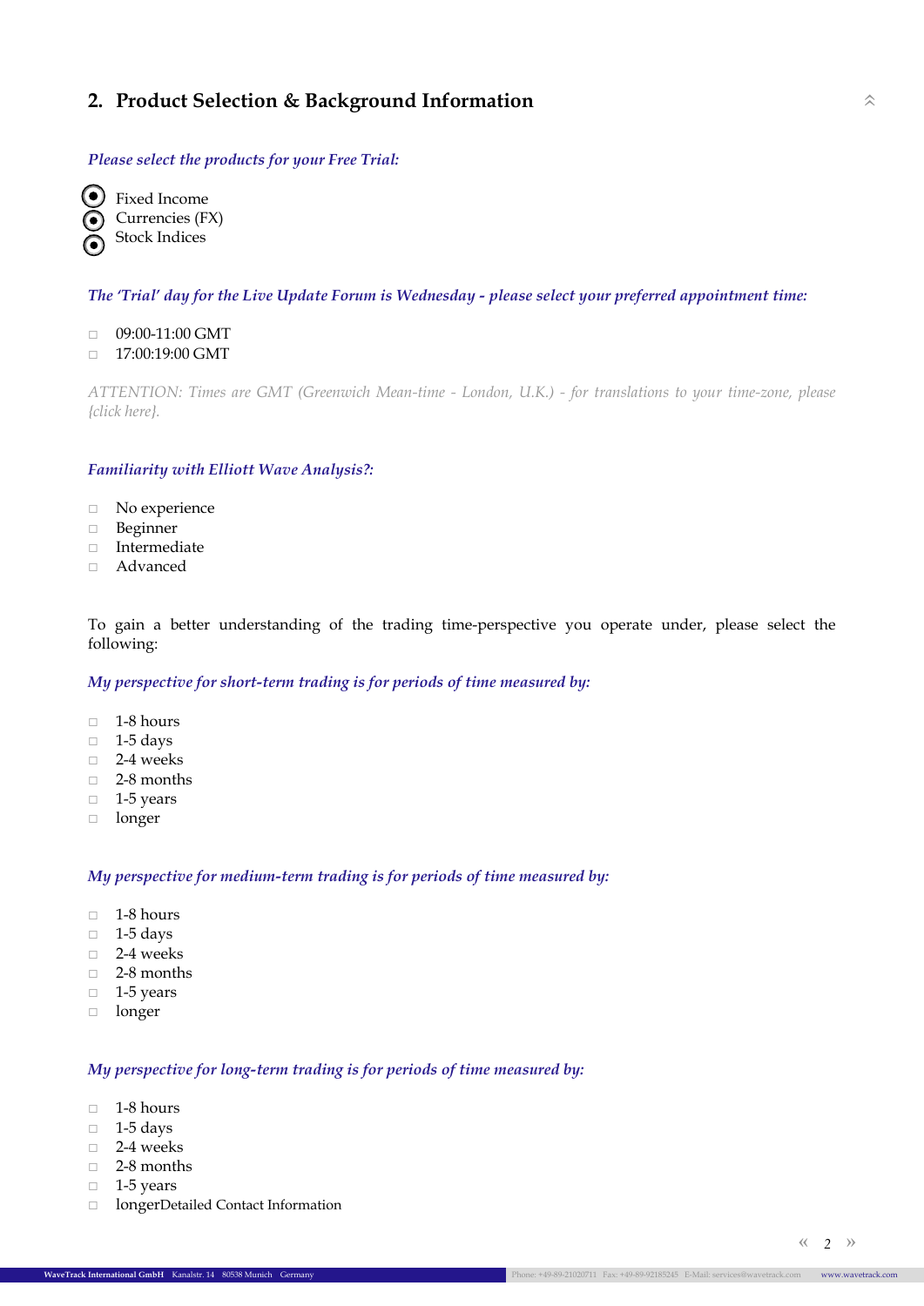## 2. Product Selection & Background Information

*Please select the products for your Free Trial:*

- (•) Fixed Income
- (•) Currencies (FX)
- (•) Stock Indices

*The 'Trial' day for the Live Update Forum is Wednesday - please select your preferred appointment time:*

- □ 09:00-11:00 GMT
- □ 17:00:19:00 GMT

*ATTENTION: Times are GMT (Greenwich Mean-time - London, U.K.) - for translations to your time-zone, please {click here}.*

*Familiarity with Elliott Wave Analysis?:*

- □ No experience
- □ Beginner
- □ Intermediate
- □ Advanced

To gain a better understanding of the trading time-perspective you operate under, please select the following:

*My perspective for short-term trading is for periods of time measured by:*

- □ 1-8 hours
- □ 1-5 days
- □ 2-4 weeks
- □ 2-8 months
- □ 1-5 years
- □ longer

*My perspective for medium-term trading is for periods of time measured by:*

- □ 1-8 hours
- □ 1-5 days
- □ 2-4 weeks
- □ 2-8 months
- □ 1-5 years
- □ longer

*My perspective for long-term trading is for periods of time measured by:*

- □ 1-8 hours
- □ 1-5 days
- □ 2-4 weeks
- □ 2-8 months
- □ 1-5 years
- □ longerDetailed Contact Information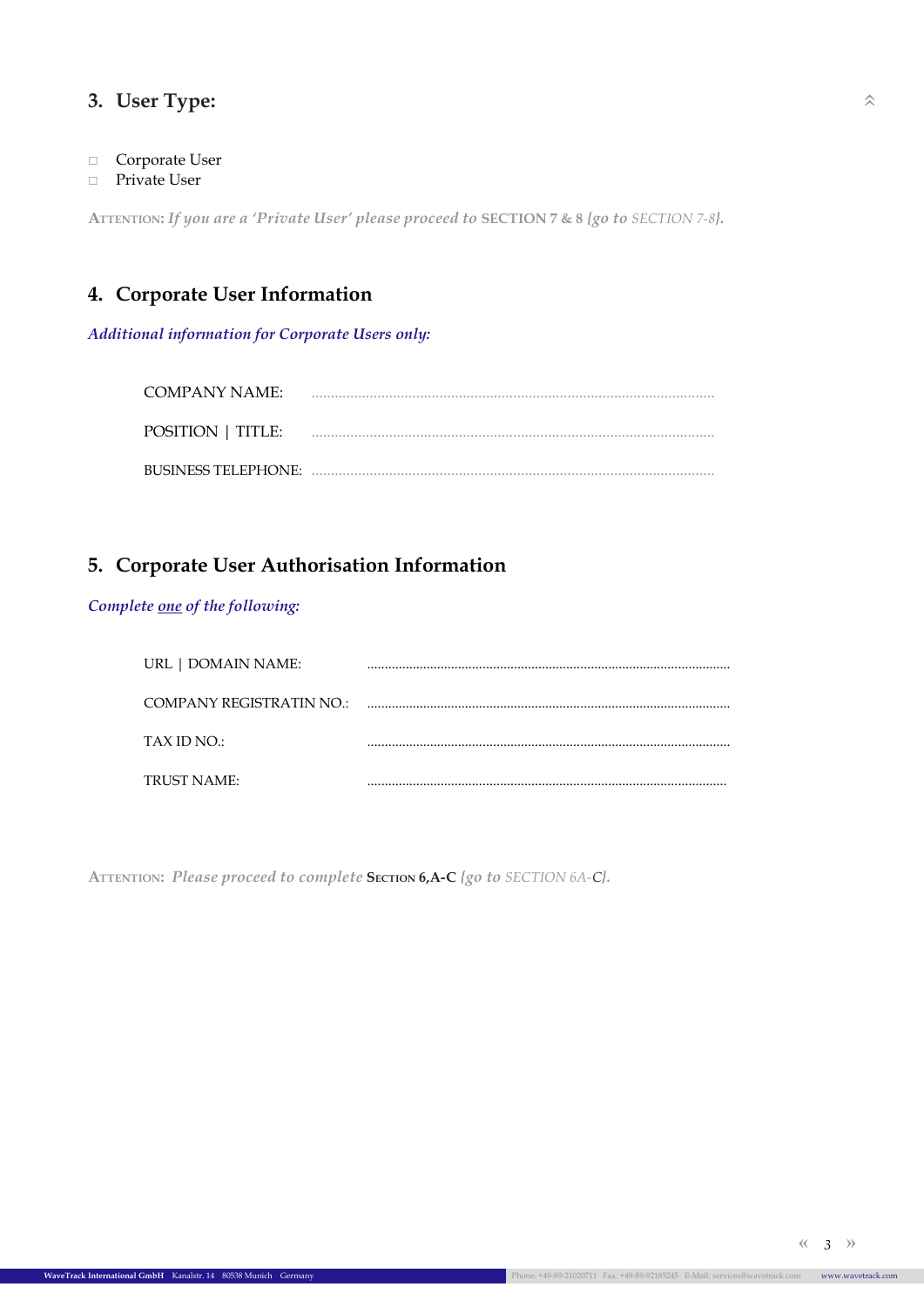## 3. User Type:

- □ Corporate User
- □ Private User

ATTENTION: *If you are a 'Private User' please proceed to* SECTION 7 & 8 *{go to* SECTION 7-8*}.*

## 4. Corporate User Information

*Additional information for Corporate Users only:*

COMPANY NAME: ........................................................................................................

POSITION | TITLE: ........................................................................................................

BUSINESS TELEPHONE: ........................................................................................................

## 5. Corporate User Authorisation Information

*Complete one of the following:*

URL | DOMAIN NAME: ........................................................................................................

COMPANY REGISTRATIN NO.: ........................................................................................................

TAX ID NO.: ........................................................................................................

TRUST NAME: ........................................................................................................

ATTENTION: *Please proceed to complete* **SECTION 6,A-C** *{go to* SECTION 6A-C*}.*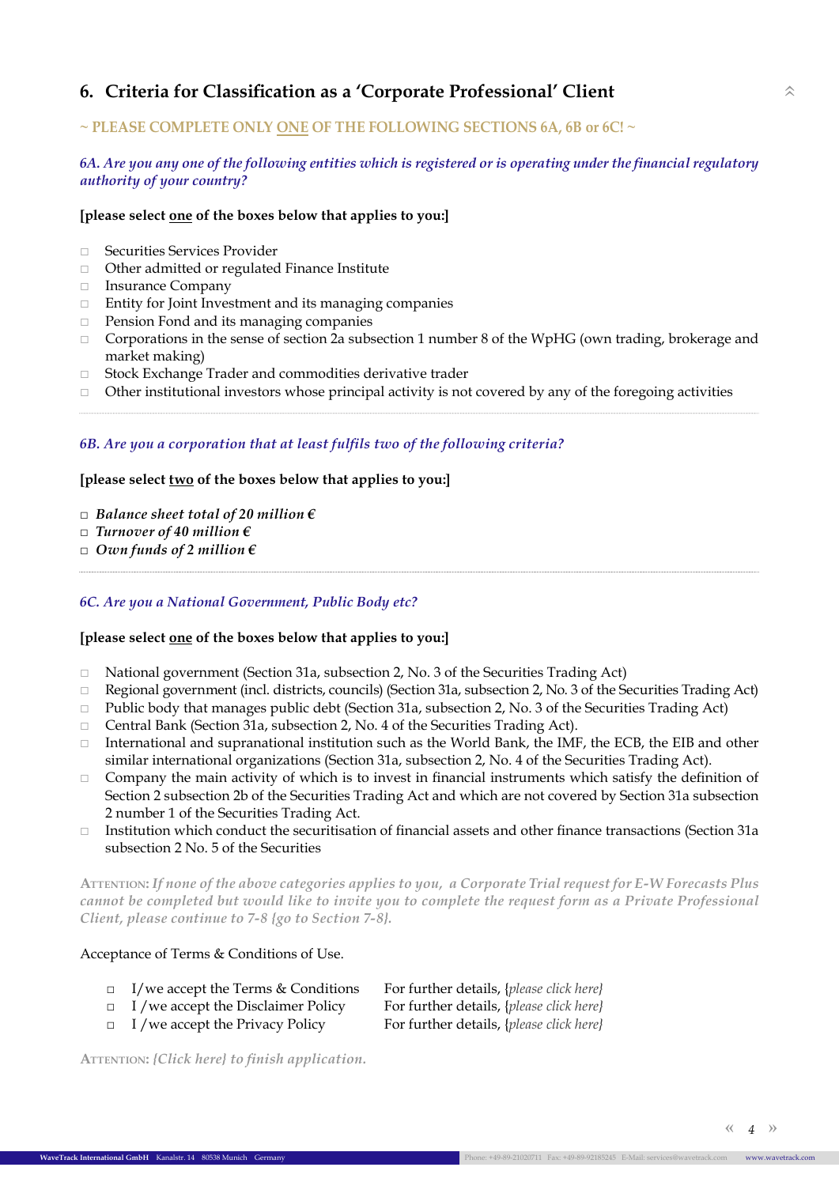## 6. Criteria for Classification as a 'Corporate Professional' Client

**~ PLEASE COMPLETE ONLY <u>ONE</u> OF THE FOLLOWING SECTIONS 6A, 6B or 6C! ~**

*6A. Are you any one of the following entities which is registered or is operating under the financial regulatory authority of your country?*

**[please select <u>one</u> of the boxes below that applies to you:]**

- □ Securities Services Provider
- □ Other admitted or regulated Finance Institute
- □ Insurance Company
- □ Entity for Joint Investment and its managing companies
- □ Pension Fond and its managing companies
- □ Corporations in the sense of section 2a subsection 1 number 8 of the WpHG (own trading, brokerage and market making)
- □ Stock Exchange Trader and commodities derivative trader
- □ Other institutional investors whose principal activity is not covered by any of the foregoing activities

---

*6B. Are you a corporation that at least fulfils two of the following criteria?*

**[please select <u>two</u> of the boxes below that applies to you:]**

- □ ***Balance sheet total of 20 million €***
- □ ***Turnover of 40 million €***
- □ ***Own funds of 2 million €***

---

*6C. Are you a National Government, Public Body etc?*

**[please select <u>one</u> of the boxes below that applies to you:]**

- □ National government (Section 31a, subsection 2, No. 3 of the Securities Trading Act)
- □ Regional government (incl. districts, councils) (Section 31a, subsection 2, No. 3 of the Securities Trading Act)
- □ Public body that manages public debt (Section 31a, subsection 2, No. 3 of the Securities Trading Act)
- □ Central Bank (Section 31a, subsection 2, No. 4 of the Securities Trading Act).
- □ International and supranational institution such as the World Bank, the IMF, the ECB, the EIB and other similar international organizations (Section 31a, subsection 2, No. 4 of the Securities Trading Act).
- □ Company the main activity of which is to invest in financial instruments which satisfy the definition of Section 2 subsection 2b of the Securities Trading Act and which are not covered by Section 31a subsection 2 number 1 of the Securities Trading Act.
- □ Institution which conduct the securitisation of financial assets and other finance transactions (Section 31a subsection 2 No. 5 of the Securities

ATTENTION: *If none of the above categories applies to you, a Corporate Trial request for E-W Forecasts Plus cannot be completed but would like to invite you to complete the request form as a Private Professional Client, please continue to 7-8 {go to Section 7-8}.*

Acceptance of Terms & Conditions of Use.

- □ I/we accept the Terms & Conditions — For further details, {*please click here*}
- □ I /we accept the Disclaimer Policy — For further details, {*please click here*}
- □ I /we accept the Privacy Policy — For further details, {*please click here*}

ATTENTION: *{Click here} to finish application.*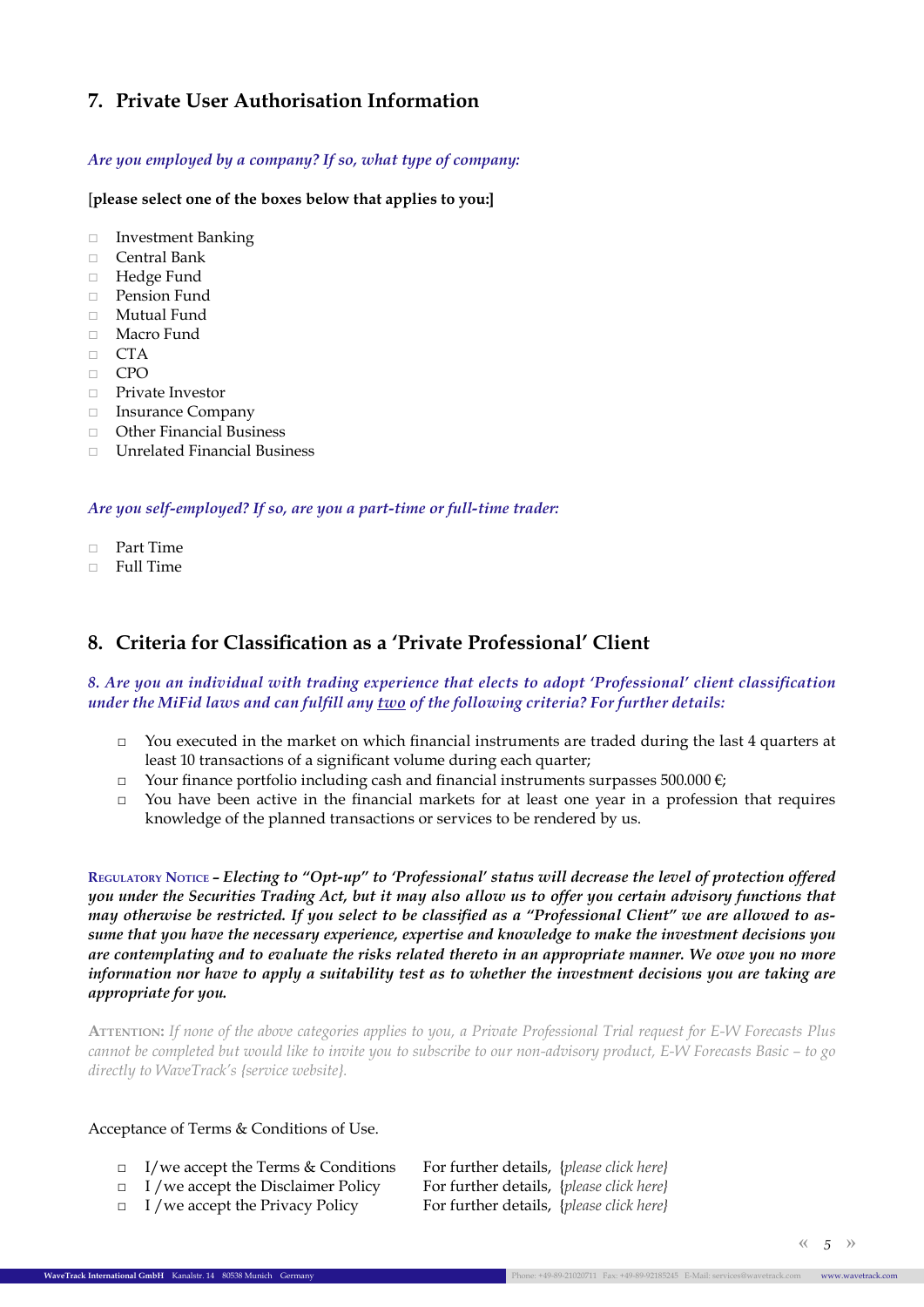## 7. Private User Authorisation Information

*Are you employed by a company? If so, what type of company:*

**[please select one of the boxes below that applies to you:]**

- □ Investment Banking
- □ Central Bank
- □ Hedge Fund
- □ Pension Fund
- □ Mutual Fund
- □ Macro Fund
- □ CTA
- □ CPO
- □ Private Investor
- □ Insurance Company
- □ Other Financial Business
- □ Unrelated Financial Business

*Are you self-employed? If so, are you a part-time or full-time trader:*

- □ Part Time
- □ Full Time

## 8. Criteria for Classification as a 'Private Professional' Client

*8. Are you an individual with trading experience that elects to adopt 'Professional' client classification under the MiFid laws and can fulfill any two of the following criteria? For further details:*

- □ You executed in the market on which financial instruments are traded during the last 4 quarters at least 10 transactions of a significant volume during each quarter;
- □ Your finance portfolio including cash and financial instruments surpasses 500.000 €;
- □ You have been active in the financial markets for at least one year in a profession that requires knowledge of the planned transactions or services to be rendered by us.

REGULATORY NOTICE – ***Electing to "Opt-up" to 'Professional' status will decrease the level of protection offered you under the Securities Trading Act, but it may also allow us to offer you certain advisory functions that may otherwise be restricted. If you select to be classified as a "Professional Client" we are allowed to assume that you have the necessary experience, expertise and knowledge to make the investment decisions you are contemplating and to evaluate the risks related thereto in an appropriate manner. We owe you no more information nor have to apply a suitability test as to whether the investment decisions you are taking are appropriate for you.***

ATTENTION: *If none of the above categories applies to you, a Private Professional Trial request for E-W Forecasts Plus cannot be completed but would like to invite you to subscribe to our non-advisory product, E-W Forecasts Basic – to go directly to WaveTrack's {service website}.*

Acceptance of Terms & Conditions of Use.

- □ I/we accept the Terms & Conditions — For further details, {*please click here*}
- □ I /we accept the Disclaimer Policy — For further details, {*please click here*}
- □ I /we accept the Privacy Policy — For further details, {*please click here*}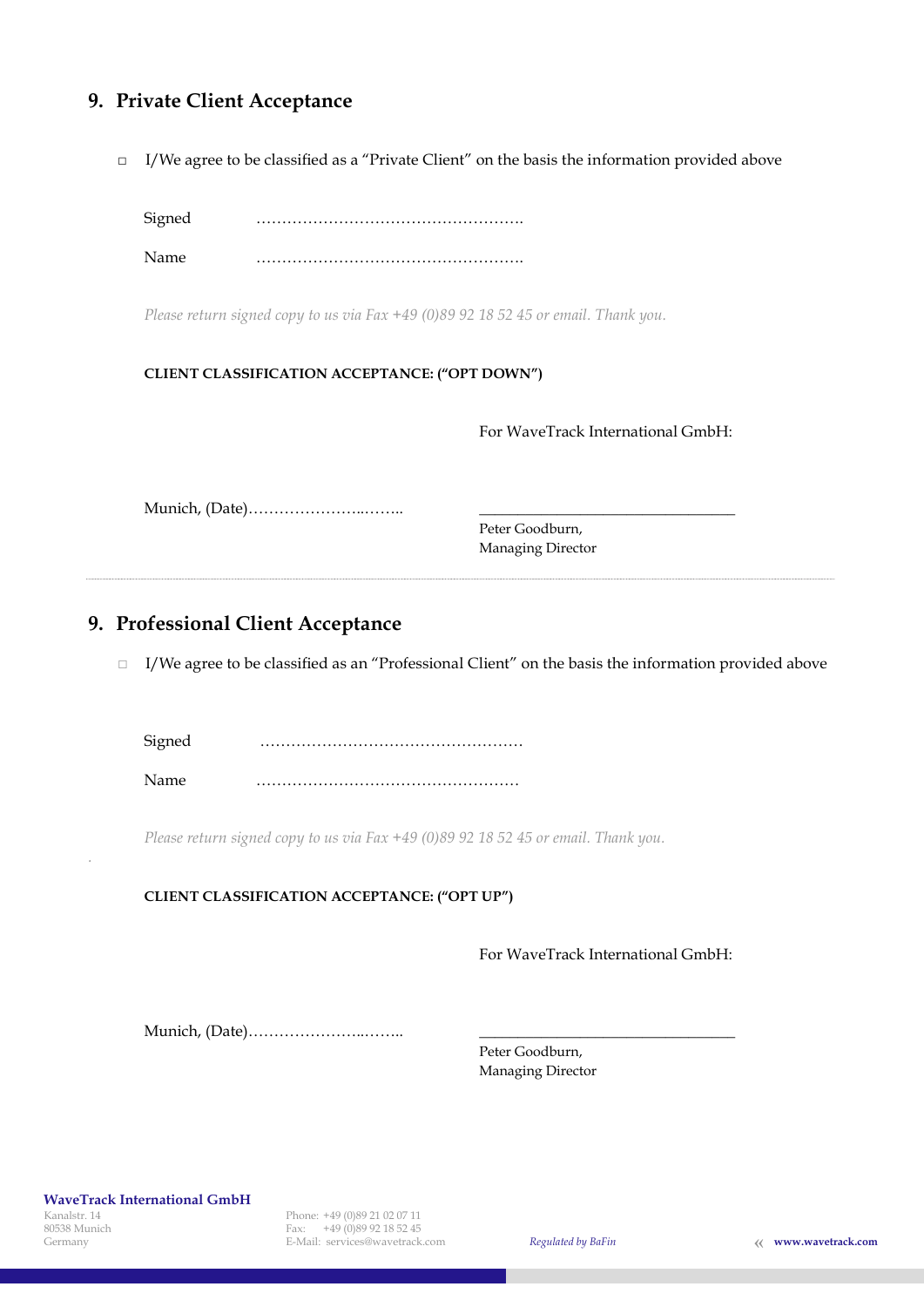## 9. Private Client Acceptance

□ I/We agree to be classified as a "Private Client" on the basis the information provided above

Signed ……………………………………………..

Name ……………………………………………..

*Please return signed copy to us via Fax +49 (0)89 92 18 52 45 or email. Thank you.*

**CLIENT CLASSIFICATION ACCEPTANCE: ("OPT DOWN")**

For WaveTrack International GmbH:

Munich, (Date)…………………..……..

\_\_\_\_\_\_\_\_\_\_\_\_\_\_\_\_\_\_\_\_\_\_\_\_\_\_\_\_\_\_\_\_

Peter Goodburn,
Managing Director

---

## 9. Professional Client Acceptance

□ I/We agree to be classified as an "Professional Client" on the basis the information provided above

Signed ……………………………………………

Name ……………………………………………

*Please return signed copy to us via Fax +49 (0)89 92 18 52 45 or email. Thank you.*

**CLIENT CLASSIFICATION ACCEPTANCE: ("OPT UP")**

For WaveTrack International GmbH:

Munich, (Date)…………………..……..

\_\_\_\_\_\_\_\_\_\_\_\_\_\_\_\_\_\_\_\_\_\_\_\_\_\_\_\_\_\_\_\_

Peter Goodburn,
Managing Director